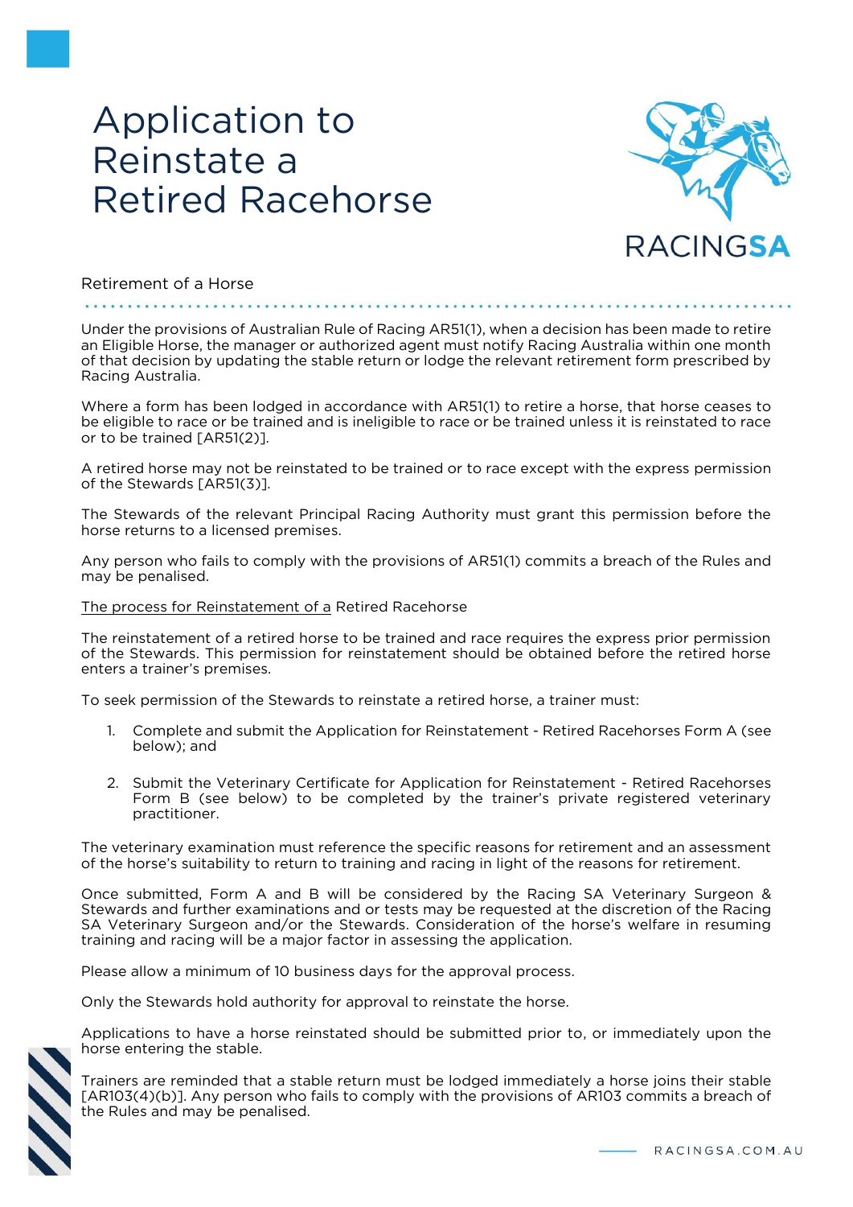# Application to Reinstate a Retired Racehorse

RACINGSA

## Retirement of a Horse

Under the provisions of Australian Rule of Racing AR51(1), when a decision has been made to retire an Eligible Horse, the manager or authorized agent must notify Racing Australia within one month of that decision by updating the stable return or lodge the relevant retirement form prescribed by Racing Australia.

Where a form has been lodged in accordance with AR51(1) to retire a horse, that horse ceases to be eligible to race or be trained and is ineligible to race or be trained unless it is reinstated to race or to be trained [AR51(2)].

A retired horse may not be reinstated to be trained or to race except with the express permission of the Stewards [AR51(3)].

The Stewards of the relevant Principal Racing Authority must grant this permission before the horse returns to a licensed premises.

Any person who fails to comply with the provisions of AR51(1) commits a breach of the Rules and may be penalised.

<u>The process for Reinstatement of a</u> Retired Racehorse

The reinstatement of a retired horse to be trained and race requires the express prior permission of the Stewards. This permission for reinstatement should be obtained before the retired horse enters a trainer's premises.

To seek permission of the Stewards to reinstate a retired horse, a trainer must:

1. Complete and submit the Application for Reinstatement - Retired Racehorses Form A (see below); and

2. Submit the Veterinary Certificate for Application for Reinstatement - Retired Racehorses Form B (see below) to be completed by the trainer's private registered veterinary practitioner.

The veterinary examination must reference the specific reasons for retirement and an assessment of the horse's suitability to return to training and racing in light of the reasons for retirement.

Once submitted, Form A and B will be considered by the Racing SA Veterinary Surgeon & Stewards and further examinations and or tests may be requested at the discretion of the Racing SA Veterinary Surgeon and/or the Stewards. Consideration of the horse's welfare in resuming training and racing will be a major factor in assessing the application.

Please allow a minimum of 10 business days for the approval process.

Only the Stewards hold authority for approval to reinstate the horse.

Applications to have a horse reinstated should be submitted prior to, or immediately upon the horse entering the stable.

Trainers are reminded that a stable return must be lodged immediately a horse joins their stable [AR103(4)(b)]. Any person who fails to comply with the provisions of AR103 commits a breach of the Rules and may be penalised.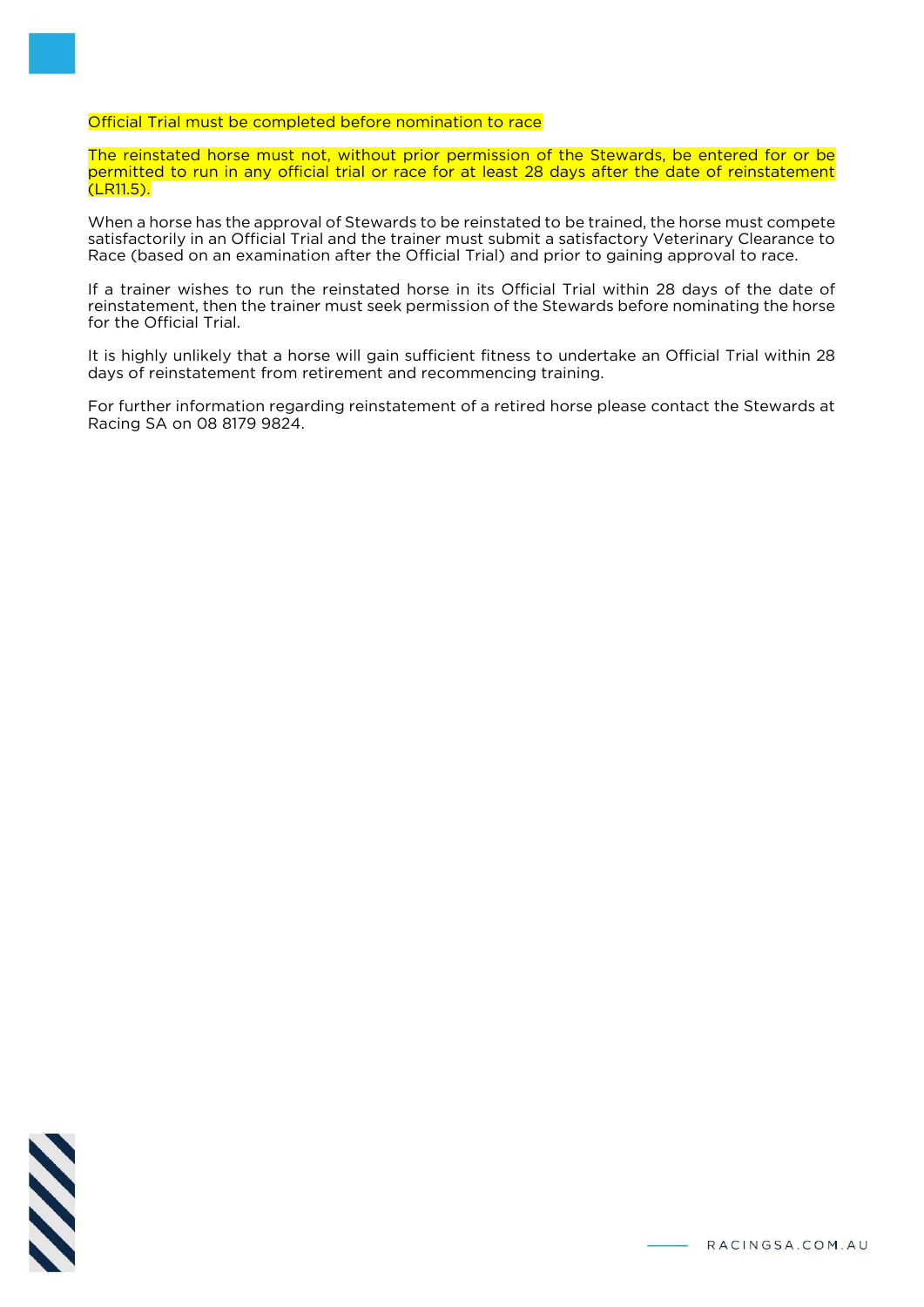Official Trial must be completed before nomination to race

The reinstated horse must not, without prior permission of the Stewards, be entered for or be permitted to run in any official trial or race for at least 28 days after the date of reinstatement (LR11.5).

When a horse has the approval of Stewards to be reinstated to be trained, the horse must compete satisfactorily in an Official Trial and the trainer must submit a satisfactory Veterinary Clearance to Race (based on an examination after the Official Trial) and prior to gaining approval to race.

If a trainer wishes to run the reinstated horse in its Official Trial within 28 days of the date of reinstatement, then the trainer must seek permission of the Stewards before nominating the horse for the Official Trial.

It is highly unlikely that a horse will gain sufficient fitness to undertake an Official Trial within 28 days of reinstatement from retirement and recommencing training.

For further information regarding reinstatement of a retired horse please contact the Stewards at Racing SA on 08 8179 9824.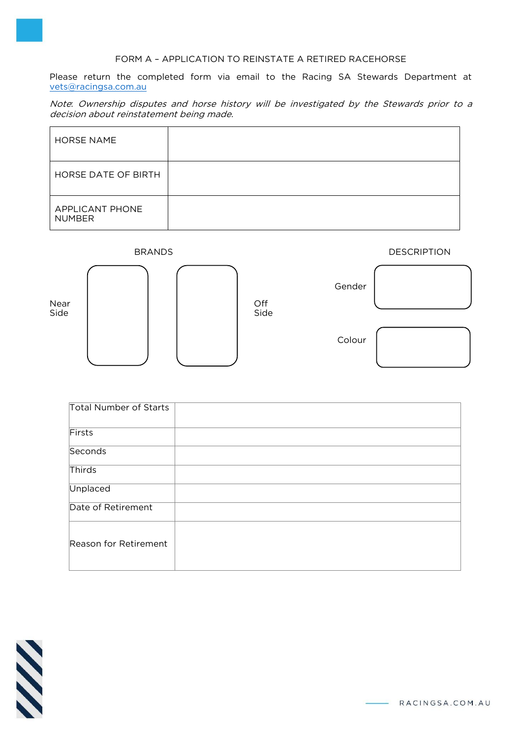# FORM A – APPLICATION TO REINSTATE A RETIRED RACEHORSE

Please return the completed form via email to the Racing SA Stewards Department at vets@racingsa.com.au

*Note: Ownership disputes and horse history will be investigated by the Stewards prior to a decision about reinstatement being made.*

| | |
|---|---|
| HORSE NAME | |
| HORSE DATE OF BIRTH | |
| APPLICANT PHONE NUMBER | |

**BRANDS**

| Near Side | | | Off Side |
|---|---|---|---|

**DESCRIPTION**

| | |
|---|---|
| Gender | |
| Colour | |

| | |
|---|---|
| Total Number of Starts | |
| Firsts | |
| Seconds | |
| Thirds | |
| Unplaced | |
| Date of Retirement | |
| Reason for Retirement | |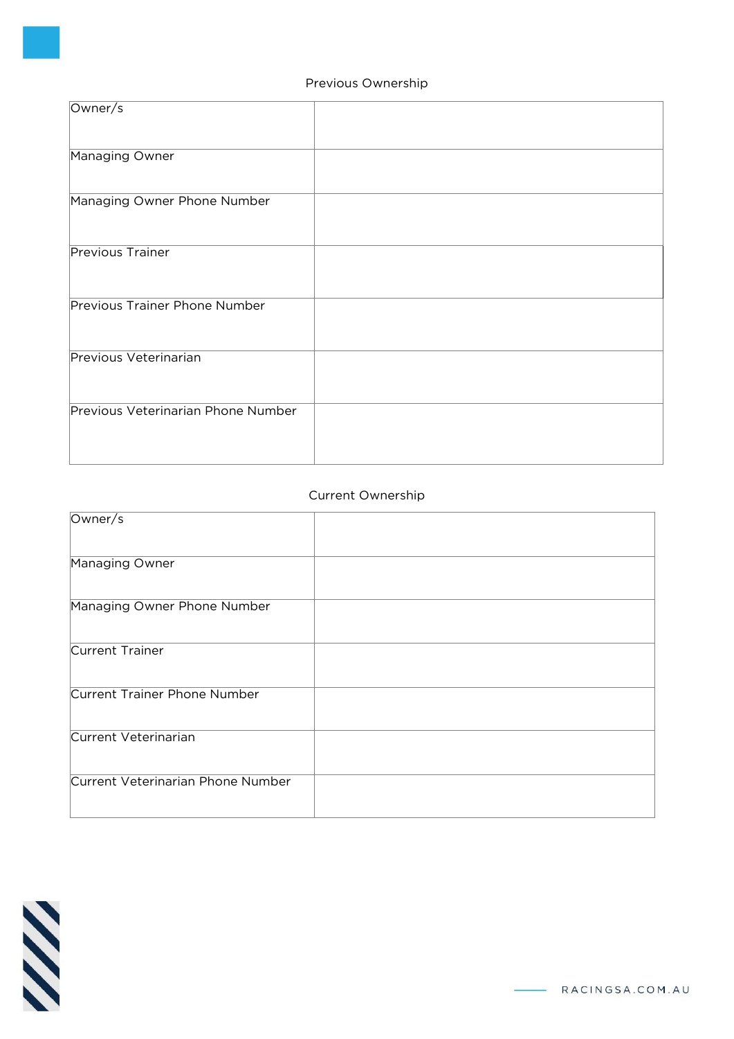Previous Ownership

| | |
|---|---|
| Owner/s | |
| Managing Owner | |
| Managing Owner Phone Number | |
| Previous Trainer | |
| Previous Trainer Phone Number | |
| Previous Veterinarian | |
| Previous Veterinarian Phone Number | |

Current Ownership

| | |
|---|---|
| Owner/s | |
| Managing Owner | |
| Managing Owner Phone Number | |
| Current Trainer | |
| Current Trainer Phone Number | |
| Current Veterinarian | |
| Current Veterinarian Phone Number | |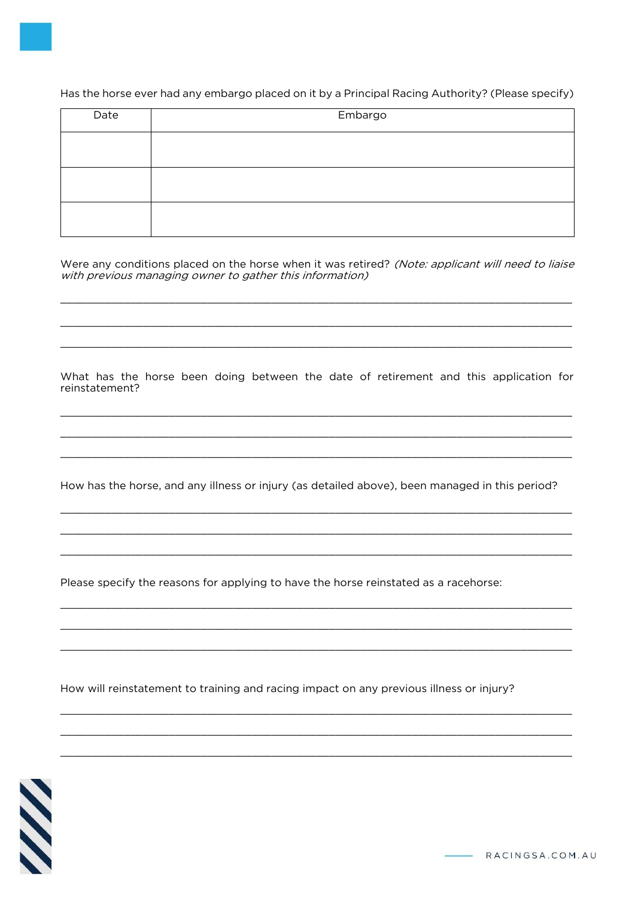Has the horse ever had any embargo placed on it by a Principal Racing Authority? (Please specify)

| Date | Embargo |
|---|---|
| | |
| | |
| | |

Were any conditions placed on the horse when it was retired? *(Note: applicant will need to liaise with previous managing owner to gather this information)*

_______________________________________________________________________________

_______________________________________________________________________________

_______________________________________________________________________________

What has the horse been doing between the date of retirement and this application for reinstatement?

_______________________________________________________________________________

_______________________________________________________________________________

_______________________________________________________________________________

How has the horse, and any illness or injury (as detailed above), been managed in this period?

_______________________________________________________________________________

_______________________________________________________________________________

_______________________________________________________________________________

Please specify the reasons for applying to have the horse reinstated as a racehorse:

_______________________________________________________________________________

_______________________________________________________________________________

_______________________________________________________________________________

How will reinstatement to training and racing impact on any previous illness or injury?

_______________________________________________________________________________

_______________________________________________________________________________

_______________________________________________________________________________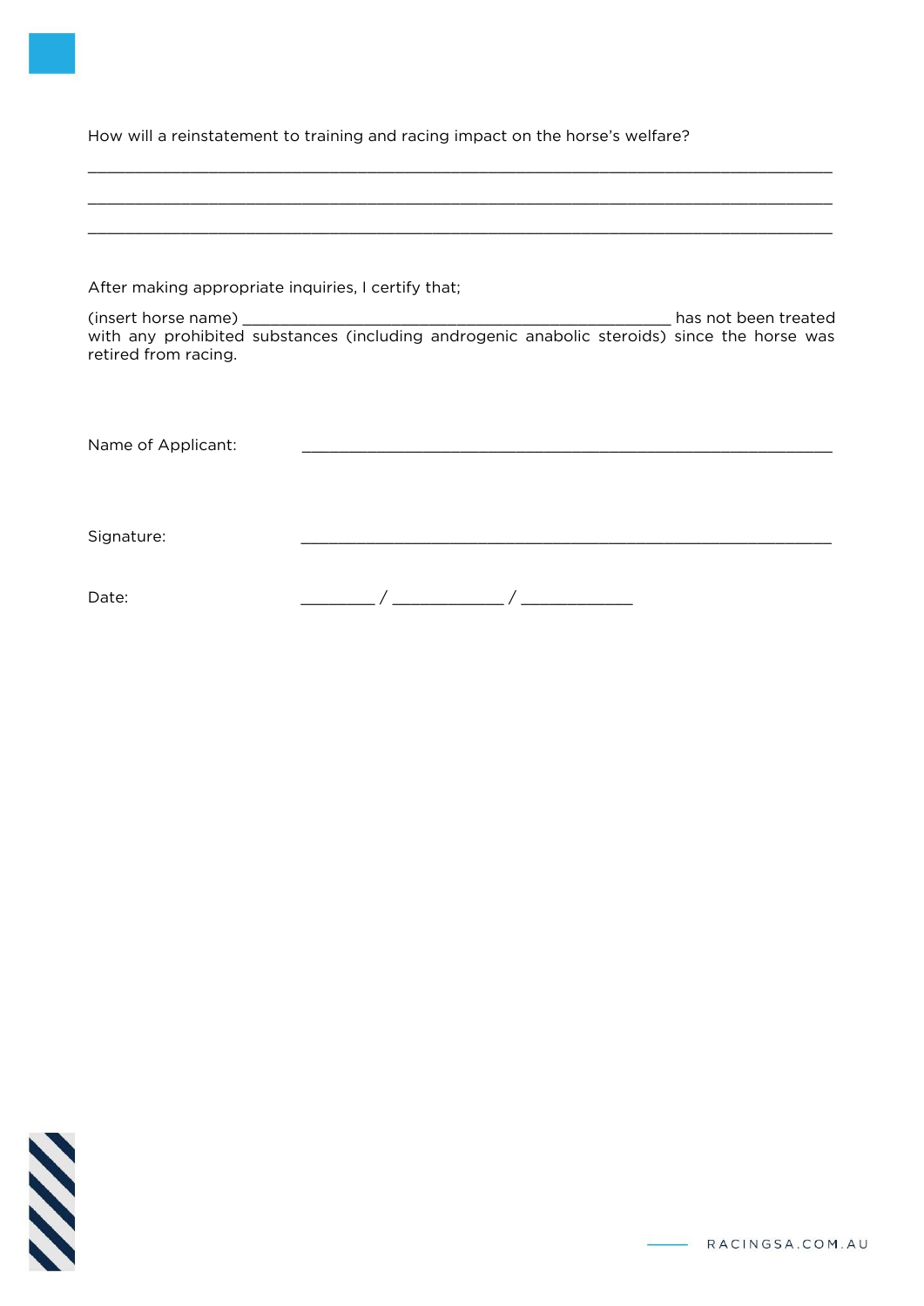How will a reinstatement to training and racing impact on the horse's welfare?

_______________________________________________________________________________

_______________________________________________________________________________

_______________________________________________________________________________

After making appropriate inquiries, I certify that;

(insert horse name) _______________________________________________ has not been treated with any prohibited substances (including androgenic anabolic steroids) since the horse was retired from racing.

Name of Applicant: __________________________________________________________

Signature: __________________________________________________________

Date: ________ / ____________ / ____________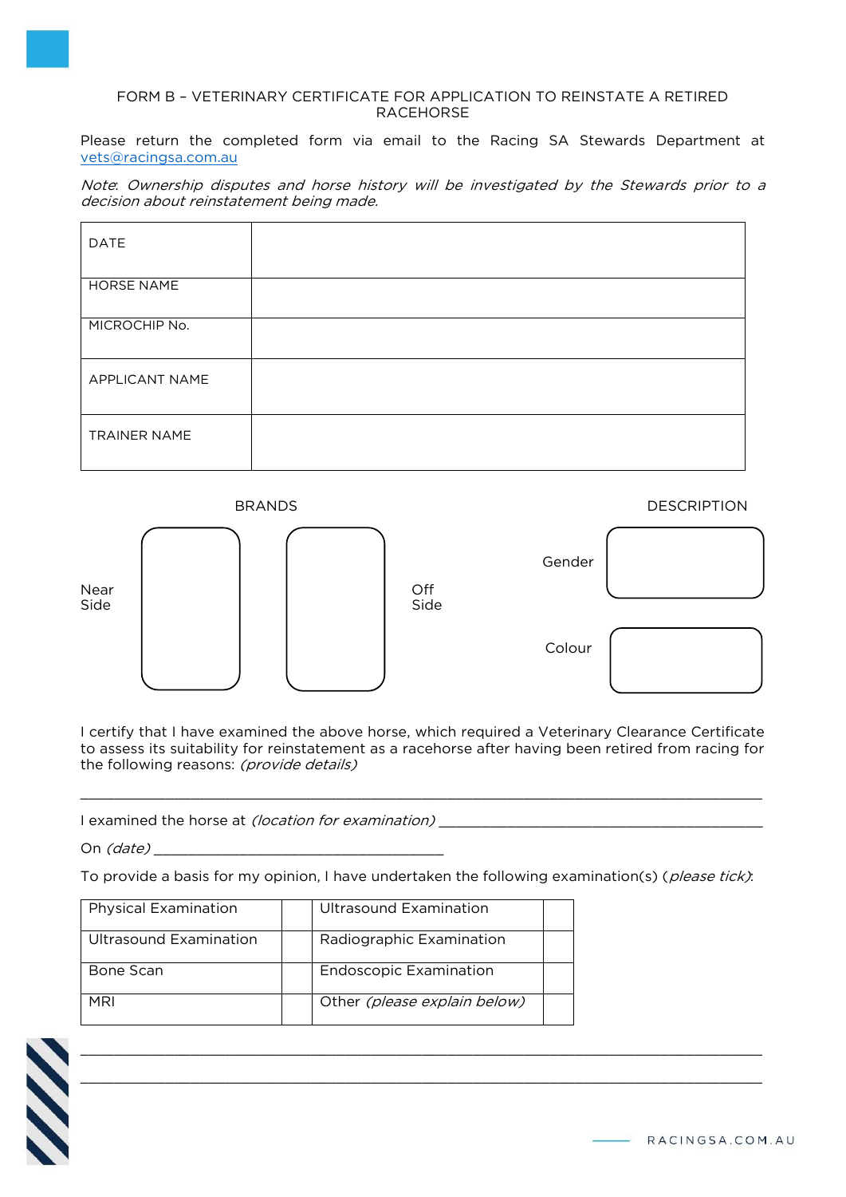# FORM B – VETERINARY CERTIFICATE FOR APPLICATION TO REINSTATE A RETIRED RACEHORSE

Please return the completed form via email to the Racing SA Stewards Department at vets@racingsa.com.au

*Note: Ownership disputes and horse history will be investigated by the Stewards prior to a decision about reinstatement being made.*

| DATE | |
|---|---|
| HORSE NAME | |
| MICROCHIP No. | |
| APPLICANT NAME | |
| TRAINER NAME | |

BRANDS

Near Side

Off Side

DESCRIPTION

Gender

Colour

I certify that I have examined the above horse, which required a Veterinary Clearance Certificate to assess its suitability for reinstatement as a racehorse after having been retired from racing for the following reasons: *(provide details)*

\_\_\_\_\_\_\_\_\_\_\_\_\_\_\_\_\_\_\_\_\_\_\_\_\_\_\_\_\_\_\_\_\_\_\_\_\_\_\_\_\_\_\_\_\_\_\_\_\_\_\_\_\_\_\_\_\_\_\_\_\_\_\_\_\_\_\_\_\_\_

I examined the horse at *(location for examination)* \_\_\_\_\_\_\_\_\_\_\_\_\_\_\_\_\_\_\_\_\_\_\_\_\_\_\_\_\_\_\_\_

On *(date)* \_\_\_\_\_\_\_\_\_\_\_\_\_\_\_\_\_\_\_\_\_\_\_\_\_\_\_\_

To provide a basis for my opinion, I have undertaken the following examination(s) (*please tick*):

| Physical Examination | | Ultrasound Examination | |
|---|---|---|---|
| Ultrasound Examination | | Radiographic Examination | |
| Bone Scan | | Endoscopic Examination | |
| MRI | | Other *(please explain below)* | |

\_\_\_\_\_\_\_\_\_\_\_\_\_\_\_\_\_\_\_\_\_\_\_\_\_\_\_\_\_\_\_\_\_\_\_\_\_\_\_\_\_\_\_\_\_\_\_\_\_\_\_\_\_\_\_\_\_\_\_\_\_\_\_\_\_\_\_\_\_\_

\_\_\_\_\_\_\_\_\_\_\_\_\_\_\_\_\_\_\_\_\_\_\_\_\_\_\_\_\_\_\_\_\_\_\_\_\_\_\_\_\_\_\_\_\_\_\_\_\_\_\_\_\_\_\_\_\_\_\_\_\_\_\_\_\_\_\_\_\_\_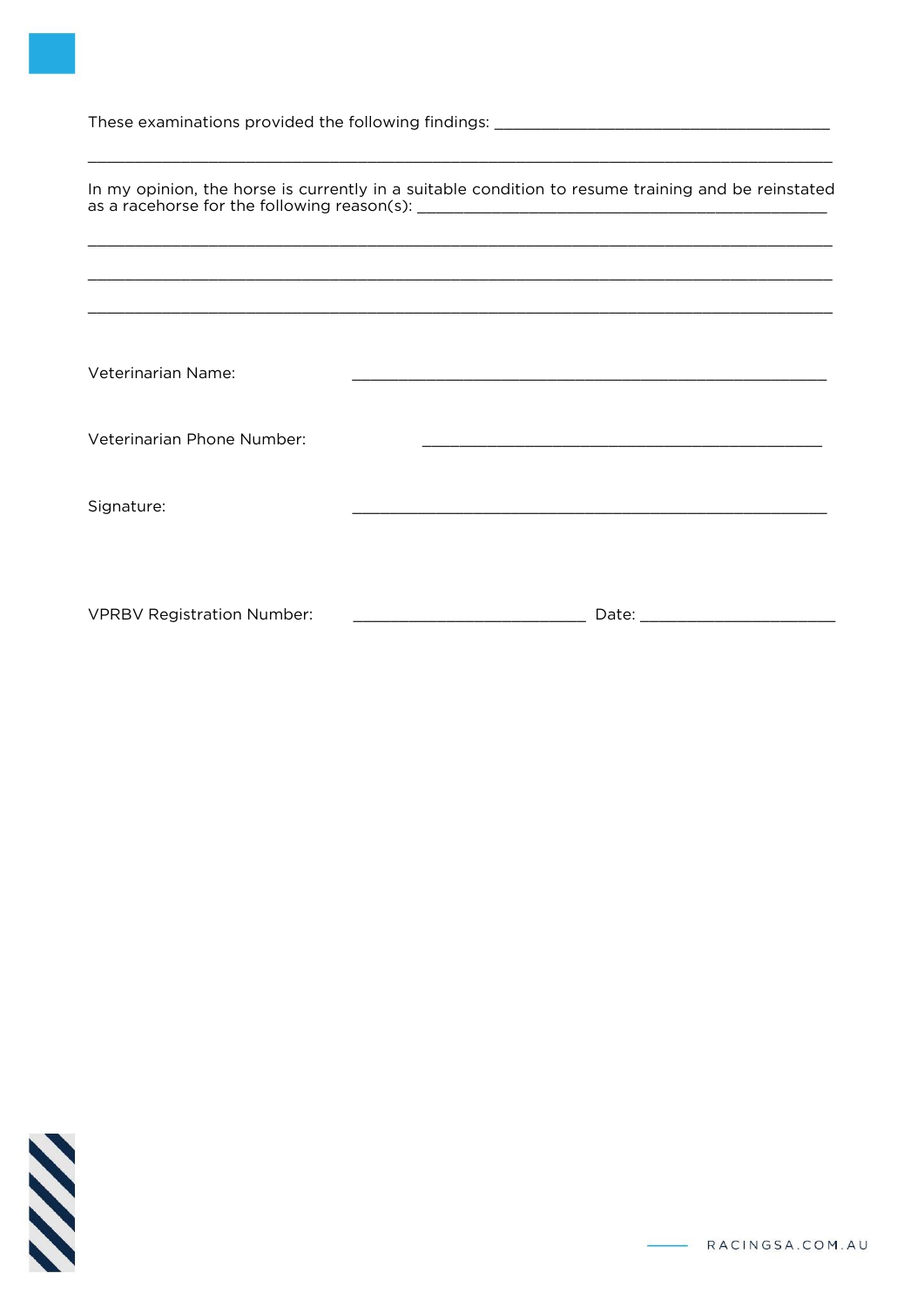These examinations provided the following findings: ________________________________________

________________________________________________________________________________

In my opinion, the horse is currently in a suitable condition to resume training and be reinstated as a racehorse for the following reason(s): ________________________________________________

________________________________________________________________________________

________________________________________________________________________________

________________________________________________________________________________

Veterinarian Name: ______________________________________________________

Veterinarian Phone Number: ______________________________________________

Signature: ______________________________________________________

VPRBV Registration Number: ____________________________ Date: _______________________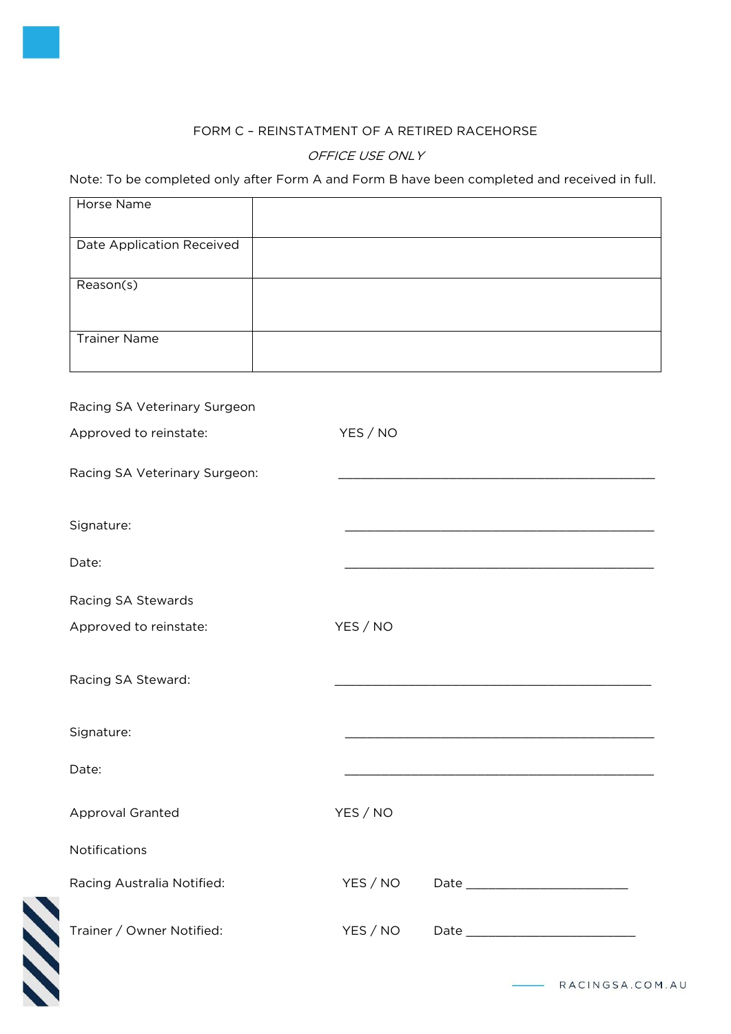# FORM C – REINSTATMENT OF A RETIRED RACEHORSE

*OFFICE USE ONLY*

Note: To be completed only after Form A and Form B have been completed and received in full.

| | |
|---|---|
| Horse Name | |
| Date Application Received | |
| Reason(s) | |
| Trainer Name | |

Racing SA Veterinary Surgeon

Approved to reinstate: YES / NO

Racing SA Veterinary Surgeon: _______________________________________________

Signature: _______________________________________________

Date: _______________________________________________

Racing SA Stewards

Approved to reinstate: YES / NO

Racing SA Steward: _______________________________________________

Signature: _______________________________________________

Date: _______________________________________________

Approval Granted YES / NO

Notifications

Racing Australia Notified: YES / NO Date ________________________

Trainer / Owner Notified: YES / NO Date _________________________